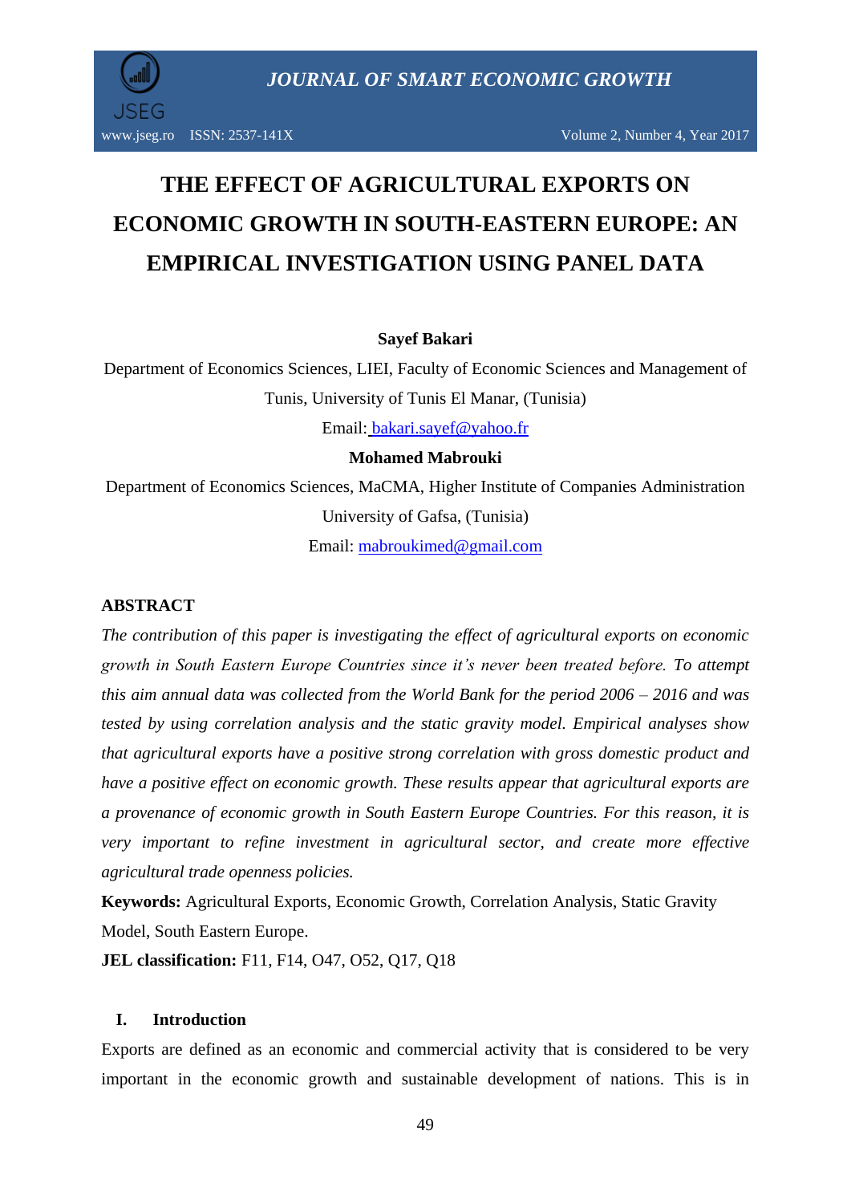# THE EFFECT OF AGRICULTURAL EXPORTS ON ECONOMIC GROWTH IN SOUTH-EASTERN EUROPE: AN EMPIRICAL INVESTIGATION USING PANEL DATA

**Sayef Bakari**

Department of Economics Sciences, LIEI, Faculty of Economic Sciences and Management of Tunis, University of Tunis El Manar, (Tunisia)

Email: bakari.sayef@yahoo.fr

**Mohamed Mabrouki**

Department of Economics Sciences, MaCMA, Higher Institute of Companies Administration University of Gafsa, (Tunisia)

Email: mabroukimed@gmail.com

## ABSTRACT

*The contribution of this paper is investigating the effect of agricultural exports on economic growth in South Eastern Europe Countries since it's never been treated before. To attempt this aim annual data was collected from the World Bank for the period 2006 – 2016 and was tested by using correlation analysis and the static gravity model. Empirical analyses show that agricultural exports have a positive strong correlation with gross domestic product and have a positive effect on economic growth. These results appear that agricultural exports are a provenance of economic growth in South Eastern Europe Countries. For this reason, it is very important to refine investment in agricultural sector, and create more effective agricultural trade openness policies.*

**Keywords:** Agricultural Exports, Economic Growth, Correlation Analysis, Static Gravity Model, South Eastern Europe.

**JEL classification:** F11, F14, O47, O52, Q17, Q18

## I. Introduction

Exports are defined as an economic and commercial activity that is considered to be very important in the economic growth and sustainable development of nations. This is in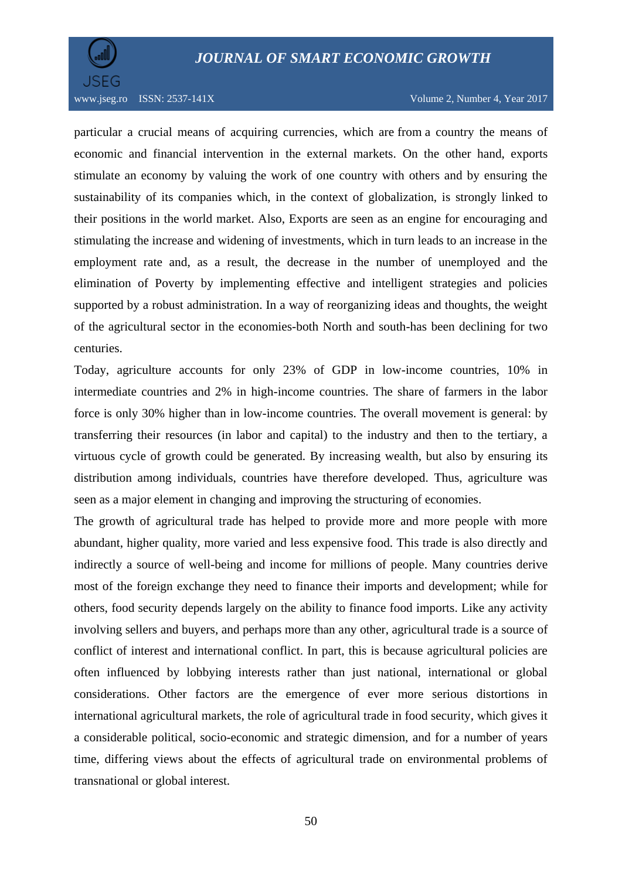particular a crucial means of acquiring currencies, which are from a country the means of economic and financial intervention in the external markets. On the other hand, exports stimulate an economy by valuing the work of one country with others and by ensuring the sustainability of its companies which, in the context of globalization, is strongly linked to their positions in the world market. Also, Exports are seen as an engine for encouraging and stimulating the increase and widening of investments, which in turn leads to an increase in the employment rate and, as a result, the decrease in the number of unemployed and the elimination of Poverty by implementing effective and intelligent strategies and policies supported by a robust administration. In a way of reorganizing ideas and thoughts, the weight of the agricultural sector in the economies-both North and south-has been declining for two centuries.

Today, agriculture accounts for only 23% of GDP in low-income countries, 10% in intermediate countries and 2% in high-income countries. The share of farmers in the labor force is only 30% higher than in low-income countries. The overall movement is general: by transferring their resources (in labor and capital) to the industry and then to the tertiary, a virtuous cycle of growth could be generated. By increasing wealth, but also by ensuring its distribution among individuals, countries have therefore developed. Thus, agriculture was seen as a major element in changing and improving the structuring of economies.

The growth of agricultural trade has helped to provide more and more people with more abundant, higher quality, more varied and less expensive food. This trade is also directly and indirectly a source of well-being and income for millions of people. Many countries derive most of the foreign exchange they need to finance their imports and development; while for others, food security depends largely on the ability to finance food imports. Like any activity involving sellers and buyers, and perhaps more than any other, agricultural trade is a source of conflict of interest and international conflict. In part, this is because agricultural policies are often influenced by lobbying interests rather than just national, international or global considerations. Other factors are the emergence of ever more serious distortions in international agricultural markets, the role of agricultural trade in food security, which gives it a considerable political, socio-economic and strategic dimension, and for a number of years time, differing views about the effects of agricultural trade on environmental problems of transnational or global interest.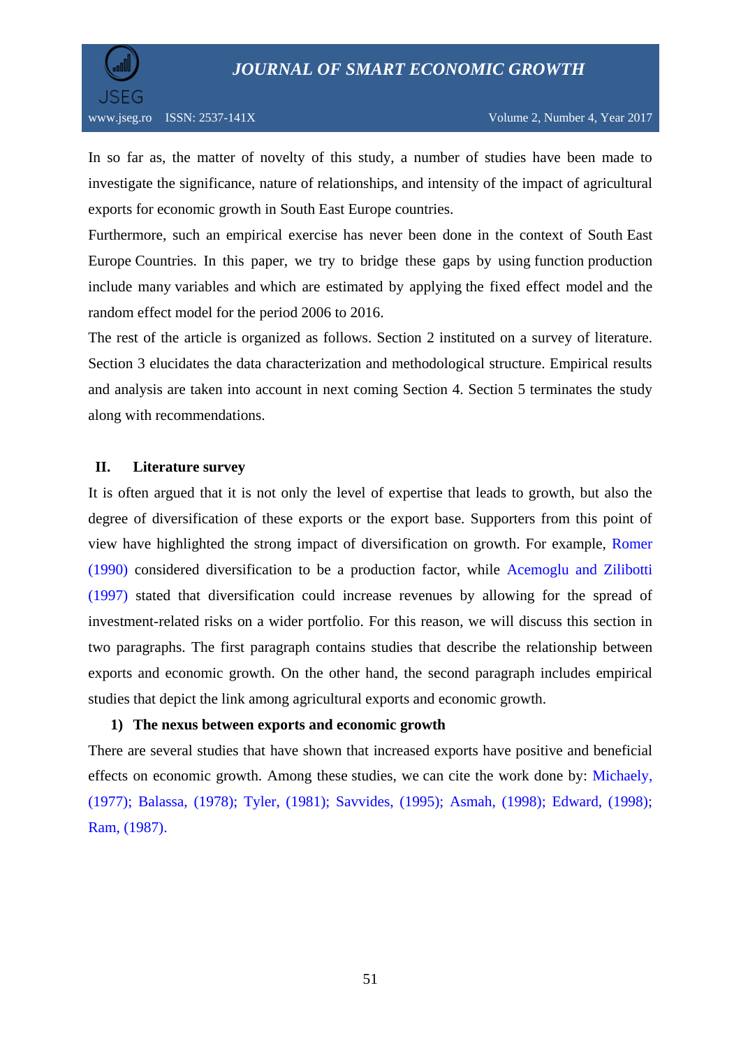In so far as, the matter of novelty of this study, a number of studies have been made to investigate the significance, nature of relationships, and intensity of the impact of agricultural exports for economic growth in South East Europe countries.

Furthermore, such an empirical exercise has never been done in the context of South East Europe Countries. In this paper, we try to bridge these gaps by using function production include many variables and which are estimated by applying the fixed effect model and the random effect model for the period 2006 to 2016.

The rest of the article is organized as follows. Section 2 instituted on a survey of literature. Section 3 elucidates the data characterization and methodological structure. Empirical results and analysis are taken into account in next coming Section 4. Section 5 terminates the study along with recommendations.

## II. Literature survey

It is often argued that it is not only the level of expertise that leads to growth, but also the degree of diversification of these exports or the export base. Supporters from this point of view have highlighted the strong impact of diversification on growth. For example, Romer (1990) considered diversification to be a production factor, while Acemoglu and Zilibotti (1997) stated that diversification could increase revenues by allowing for the spread of investment-related risks on a wider portfolio. For this reason, we will discuss this section in two paragraphs. The first paragraph contains studies that describe the relationship between exports and economic growth. On the other hand, the second paragraph includes empirical studies that depict the link among agricultural exports and economic growth.

### 1) The nexus between exports and economic growth

There are several studies that have shown that increased exports have positive and beneficial effects on economic growth. Among these studies, we can cite the work done by: Michaely, (1977); Balassa, (1978); Tyler, (1981); Savvides, (1995); Asmah, (1998); Edward, (1998); Ram, (1987).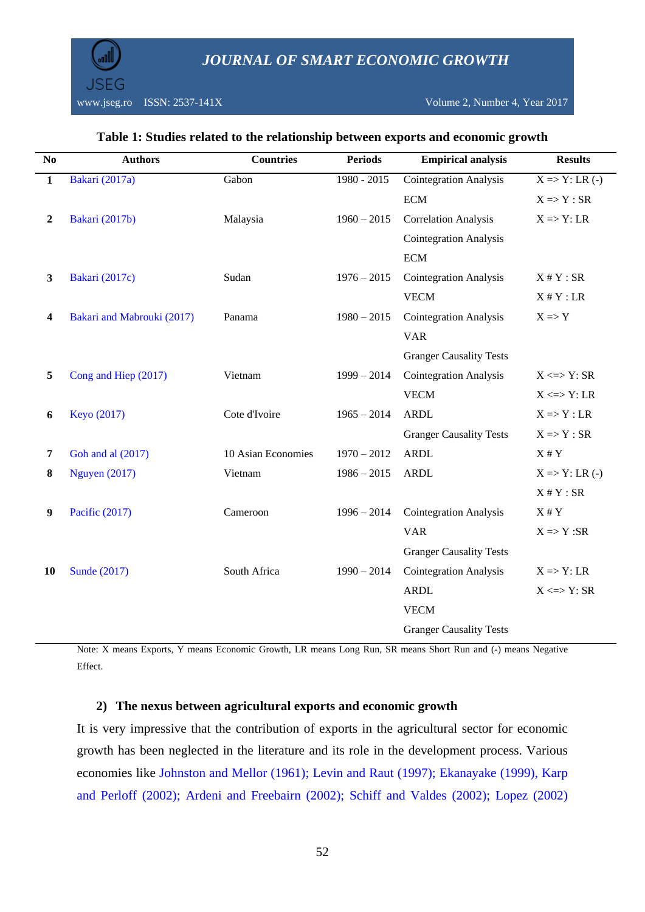**Table 1: Studies related to the relationship between exports and economic growth**

| No | Authors | Countries | Periods | Empirical analysis | Results |
|---|---|---|---|---|---|
| **1** | Bakari (2017a) | Gabon | 1980 - 2015 | Cointegration Analysis | X => Y: LR (-) |
| | | | | ECM | X => Y : SR |
| **2** | Bakari (2017b) | Malaysia | 1960 – 2015 | Correlation Analysis | X => Y: LR |
| | | | | Cointegration Analysis | |
| | | | | ECM | |
| **3** | Bakari (2017c) | Sudan | 1976 – 2015 | Cointegration Analysis | X # Y : SR |
| | | | | VECM | X # Y : LR |
| **4** | Bakari and Mabrouki (2017) | Panama | 1980 – 2015 | Cointegration Analysis | X => Y |
| | | | | VAR | |
| | | | | Granger Causality Tests | |
| **5** | Cong and Hiep (2017) | Vietnam | 1999 – 2014 | Cointegration Analysis | X <=> Y: SR |
| | | | | VECM | X <=> Y: LR |
| **6** | Keyo (2017) | Cote d'Ivoire | 1965 – 2014 | ARDL | X => Y : LR |
| | | | | Granger Causality Tests | X => Y : SR |
| **7** | Goh and al (2017) | 10 Asian Economies | 1970 – 2012 | ARDL | X # Y |
| **8** | Nguyen (2017) | Vietnam | 1986 – 2015 | ARDL | X => Y: LR (-) |
| | | | | | X # Y : SR |
| **9** | Pacific (2017) | Cameroon | 1996 – 2014 | Cointegration Analysis | X # Y |
| | | | | VAR | X => Y :SR |
| | | | | Granger Causality Tests | |
| **10** | Sunde (2017) | South Africa | 1990 – 2014 | Cointegration Analysis | X => Y: LR |
| | | | | ARDL | X <=> Y: SR |
| | | | | VECM | |
| | | | | Granger Causality Tests | |

Note: X means Exports, Y means Economic Growth, LR means Long Run, SR means Short Run and (-) means Negative Effect.

### 2) The nexus between agricultural exports and economic growth

It is very impressive that the contribution of exports in the agricultural sector for economic growth has been neglected in the literature and its role in the development process. Various economies like Johnston and Mellor (1961); Levin and Raut (1997); Ekanayake (1999), Karp and Perloff (2002); Ardeni and Freebairn (2002); Schiff and Valdes (2002); Lopez (2002)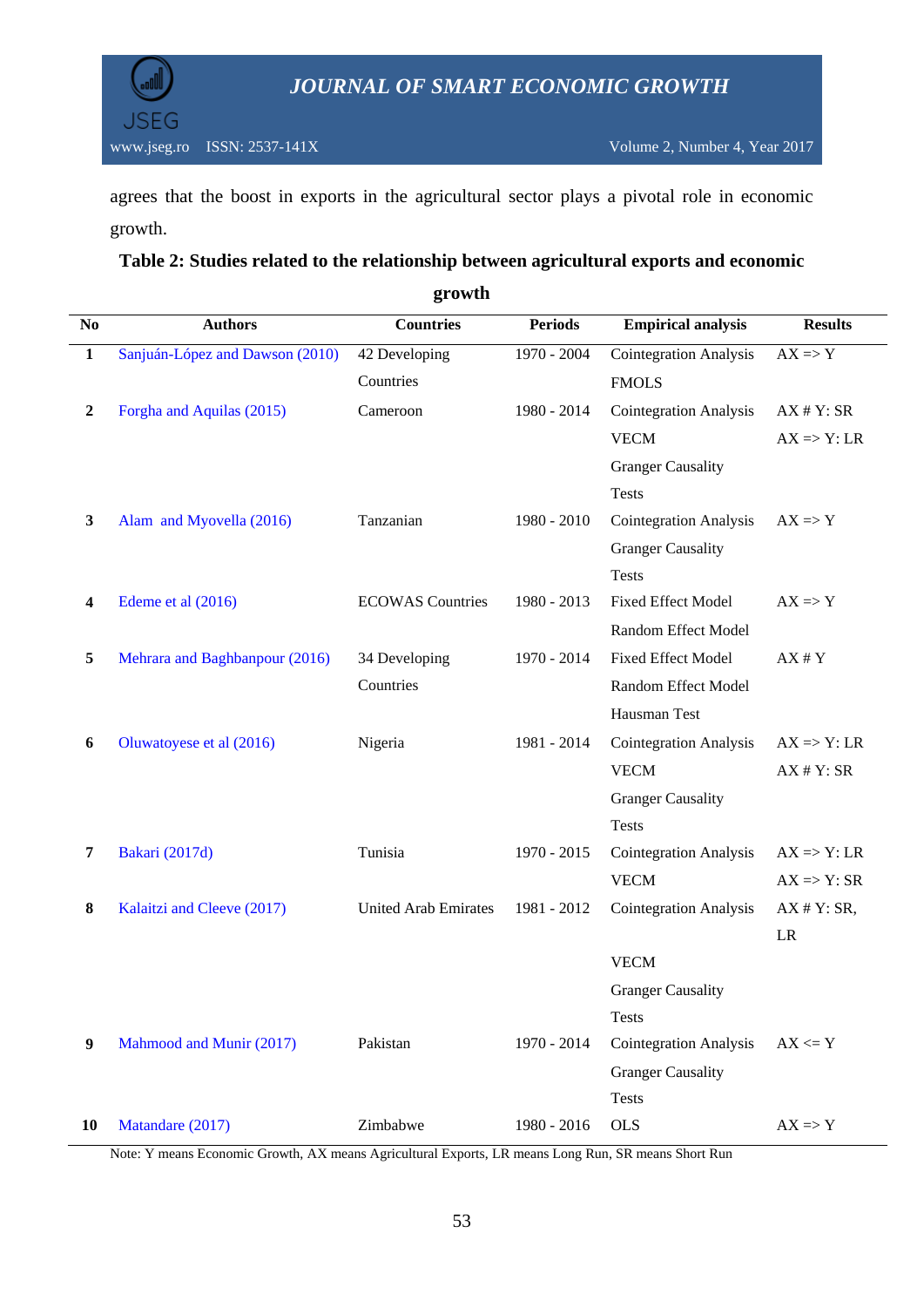agrees that the boost in exports in the agricultural sector plays a pivotal role in economic growth.

**Table 2: Studies related to the relationship between agricultural exports and economic growth**

| No | Authors | Countries | Periods | Empirical analysis | Results |
|---|---|---|---|---|---|
| 1 | Sanjuán-López and Dawson (2010) | 42 Developing Countries | 1970 - 2004 | Cointegration Analysis FMOLS | AX => Y |
| 2 | Forgha and Aquilas (2015) | Cameroon | 1980 - 2014 | Cointegration Analysis VECM Granger Causality Tests | AX # Y: SR AX => Y: LR |
| 3 | Alam and Myovella (2016) | Tanzanian | 1980 - 2010 | Cointegration Analysis Granger Causality Tests | AX => Y |
| 4 | Edeme et al (2016) | ECOWAS Countries | 1980 - 2013 | Fixed Effect Model Random Effect Model | AX => Y |
| 5 | Mehrara and Baghbanpour (2016) | 34 Developing Countries | 1970 - 2014 | Fixed Effect Model Random Effect Model Hausman Test | AX # Y |
| 6 | Oluwatoyese et al (2016) | Nigeria | 1981 - 2014 | Cointegration Analysis VECM Granger Causality Tests | AX => Y: LR AX # Y: SR |
| 7 | Bakari (2017d) | Tunisia | 1970 - 2015 | Cointegration Analysis VECM | AX => Y: LR AX => Y: SR |
| 8 | Kalaitzi and Cleeve (2017) | United Arab Emirates | 1981 - 2012 | Cointegration Analysis VECM Granger Causality Tests | AX # Y: SR, LR |
| 9 | Mahmood and Munir (2017) | Pakistan | 1970 - 2014 | Cointegration Analysis Granger Causality Tests | AX <= Y |
| 10 | Matandare (2017) | Zimbabwe | 1980 - 2016 | OLS | AX => Y |

Note: Y means Economic Growth, AX means Agricultural Exports, LR means Long Run, SR means Short Run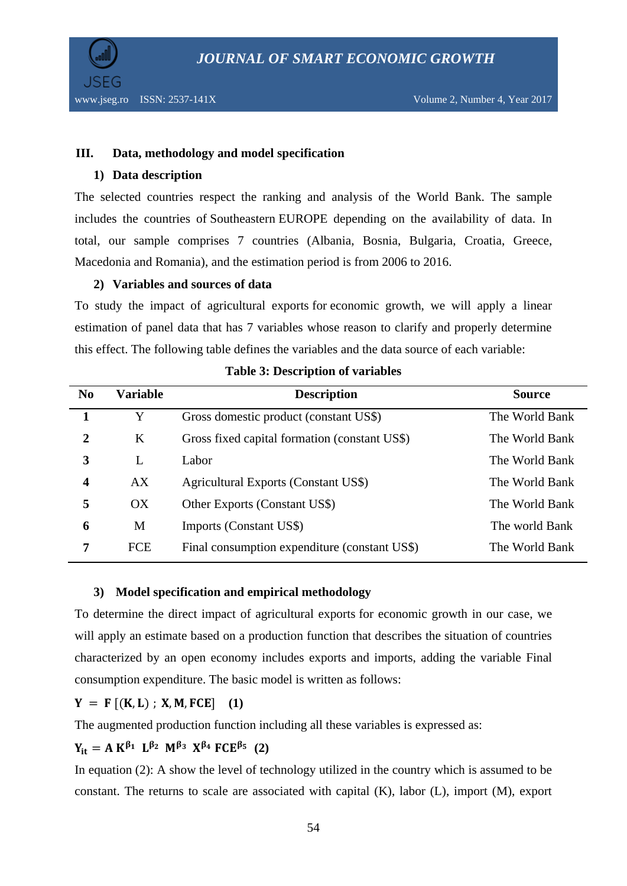## III. Data, methodology and model specification

### 1) Data description

The selected countries respect the ranking and analysis of the World Bank. The sample includes the countries of Southeastern EUROPE depending on the availability of data. In total, our sample comprises 7 countries (Albania, Bosnia, Bulgaria, Croatia, Greece, Macedonia and Romania), and the estimation period is from 2006 to 2016.

### 2) Variables and sources of data

To study the impact of agricultural exports for economic growth, we will apply a linear estimation of panel data that has 7 variables whose reason to clarify and properly determine this effect. The following table defines the variables and the data source of each variable:

**Table 3: Description of variables**

| No | Variable | Description | Source |
|---|---|---|---|
| **1** | Y | Gross domestic product (constant US$) | The World Bank |
| **2** | K | Gross fixed capital formation (constant US$) | The World Bank |
| **3** | L | Labor | The World Bank |
| **4** | AX | Agricultural Exports (Constant US$) | The World Bank |
| **5** | OX | Other Exports (Constant US$) | The World Bank |
| **6** | M | Imports (Constant US$) | The world Bank |
| **7** | FCE | Final consumption expenditure (constant US$) | The World Bank |

### 3) Model specification and empirical methodology

To determine the direct impact of agricultural exports for economic growth in our case, we will apply an estimate based on a production function that describes the situation of countries characterized by an open economy includes exports and imports, adding the variable Final consumption expenditure. The basic model is written as follows:

$$\mathbf{Y} = \mathbf{F}\,[(\mathbf{K}, \mathbf{L})\,;\, \mathbf{X}, \mathbf{M}, \mathbf{FCE}] \quad \textbf{(1)}$$

The augmented production function including all these variables is expressed as:

$$\mathbf{Y_{it}} = \mathbf{A}\,\mathbf{K}^{\beta_1}\ \mathbf{L}^{\beta_2}\ \mathbf{M}^{\beta_3}\ \mathbf{X}^{\beta_4}\ \mathbf{FCE}^{\beta_5} \quad \textbf{(2)}$$

In equation (2): A show the level of technology utilized in the country which is assumed to be constant. The returns to scale are associated with capital (K), labor (L), import (M), export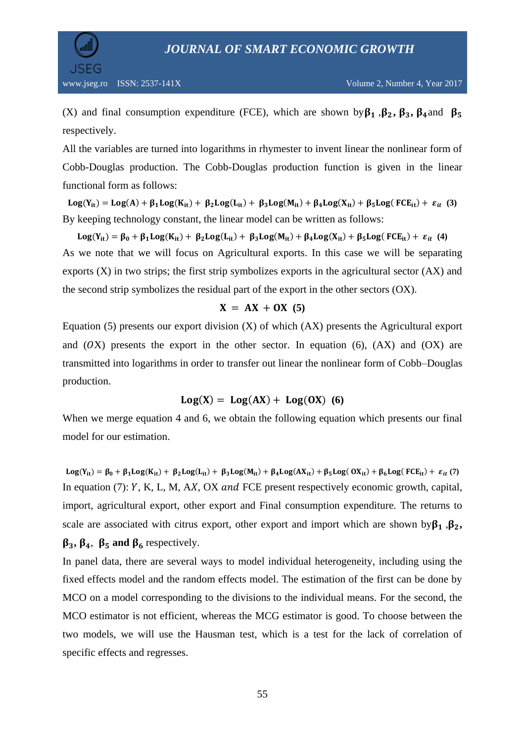(X) and final consumption expenditure (FCE), which are shown by $\boldsymbol{\beta_1}$ ,$\boldsymbol{\beta_2}$, $\boldsymbol{\beta_3}$, $\boldsymbol{\beta_4}$ and $\boldsymbol{\beta_5}$ respectively.

All the variables are turned into logarithms in rhymester to invent linear the nonlinear form of Cobb-Douglas production. The Cobb-Douglas production function is given in the linear functional form as follows:

$$\mathbf{Log(Y_{it}) = Log(A) + \beta_1 Log(K_{it}) + \beta_2 Log(L_{it}) + \beta_3 Log(M_{it}) + \beta_4 Log(X_{it}) + \beta_5 Log(FCE_{it}) + \varepsilon_{it}} \quad \mathbf{(3)}$$

By keeping technology constant, the linear model can be written as follows:

$$\mathbf{Log(Y_{it}) = \beta_0 + \beta_1 Log(K_{it}) + \beta_2 Log(L_{it}) + \beta_3 Log(M_{it}) + \beta_4 Log(X_{it}) + \beta_5 Log(FCE_{it}) + \varepsilon_{it}} \quad \mathbf{(4)}$$

As we note that we will focus on Agricultural exports. In this case we will be separating exports (X) in two strips; the first strip symbolizes exports in the agricultural sector (AX) and the second strip symbolizes the residual part of the export in the other sectors (OX).

$$\mathbf{X = AX + OX} \quad \mathbf{(5)}$$

Equation (5) presents our export division (X) of which (AX) presents the Agricultural export and ($O$X) presents the export in the other sector. In equation (6), (AX) and (OX) are transmitted into logarithms in order to transfer out linear the nonlinear form of Cobb–Douglas production.

$$\mathbf{Log(X) = Log(AX) + Log(OX)} \quad \mathbf{(6)}$$

When we merge equation 4 and 6, we obtain the following equation which presents our final model for our estimation.

$$\mathbf{Log(Y_{it}) = \beta_0 + \beta_1 Log(K_{it}) + \beta_2 Log(L_{it}) + \beta_3 Log(M_{it}) + \beta_4 Log(AX_{it}) + \beta_5 Log(OX_{it}) + \beta_6 Log(FCE_{it}) + \varepsilon_{it}} \quad \mathbf{(7)}$$

In equation (7): $Y$, K, L, M, $AX$, OX $and$ FCE present respectively economic growth, capital, import, agricultural export, other export and Final consumption expenditure. The returns to scale are associated with citrus export, other export and import which are shown by $\boldsymbol{\beta_1}$ ,$\boldsymbol{\beta_2}$, $\boldsymbol{\beta_3}$, $\boldsymbol{\beta_4}$, $\boldsymbol{\beta_5}$ **and** $\boldsymbol{\beta_6}$ respectively.

In panel data, there are several ways to model individual heterogeneity, including using the fixed effects model and the random effects model. The estimation of the first can be done by MCO on a model corresponding to the divisions to the individual means. For the second, the MCO estimator is not efficient, whereas the MCG estimator is good. To choose between the two models, we will use the Hausman test, which is a test for the lack of correlation of specific effects and regresses.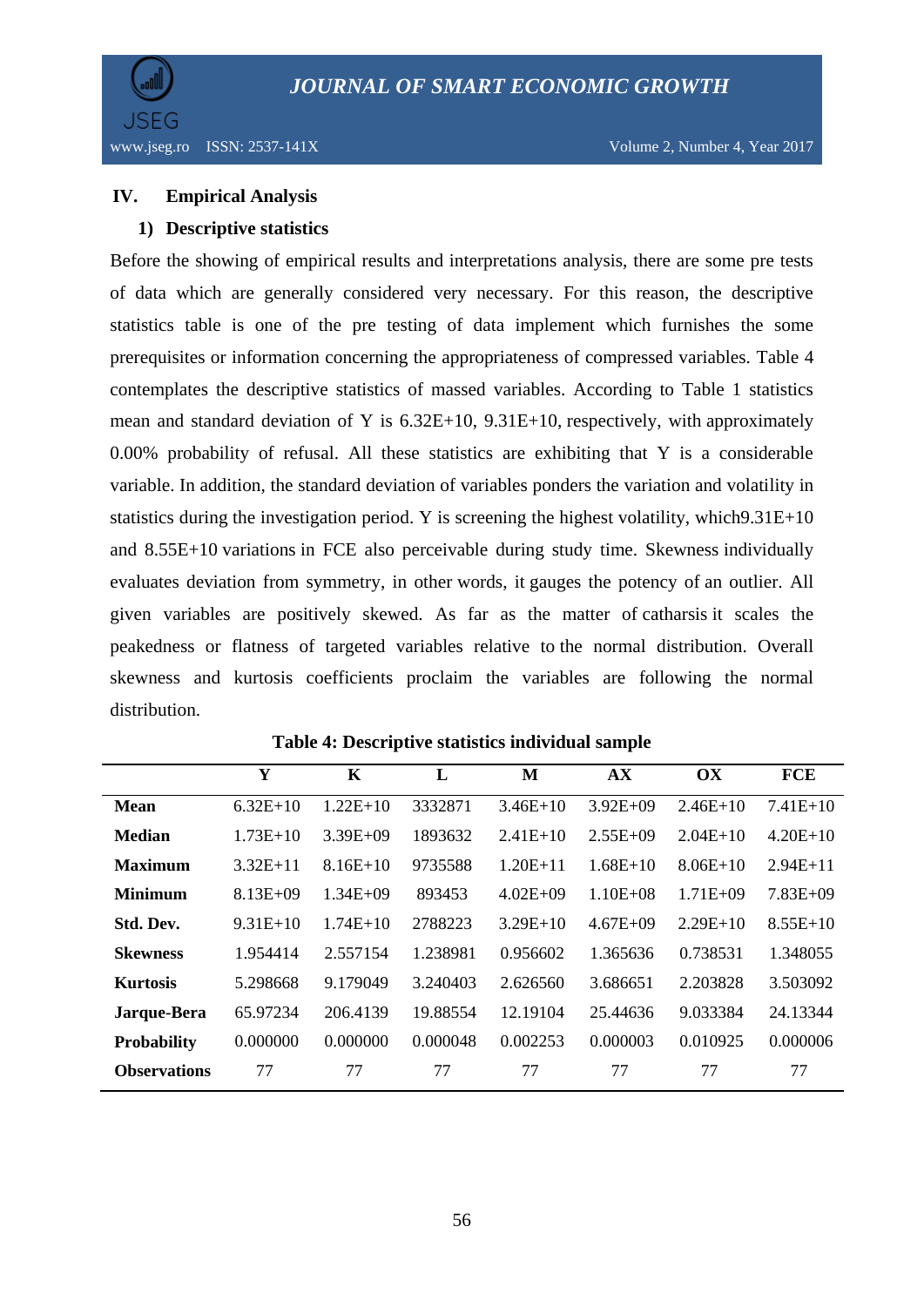## IV. Empirical Analysis

### 1) Descriptive statistics

Before the showing of empirical results and interpretations analysis, there are some pre tests of data which are generally considered very necessary. For this reason, the descriptive statistics table is one of the pre testing of data implement which furnishes the some prerequisites or information concerning the appropriateness of compressed variables. Table 4 contemplates the descriptive statistics of massed variables. According to Table 1 statistics mean and standard deviation of Y is 6.32E+10, 9.31E+10, respectively, with approximately 0.00% probability of refusal. All these statistics are exhibiting that Y is a considerable variable. In addition, the standard deviation of variables ponders the variation and volatility in statistics during the investigation period. Y is screening the highest volatility, which9.31E+10 and 8.55E+10 variations in FCE also perceivable during study time. Skewness individually evaluates deviation from symmetry, in other words, it gauges the potency of an outlier. All given variables are positively skewed. As far as the matter of catharsis it scales the peakedness or flatness of targeted variables relative to the normal distribution. Overall skewness and kurtosis coefficients proclaim the variables are following the normal distribution.

**Table 4: Descriptive statistics individual sample**

| | Y | K | L | M | AX | OX | FCE |
|---|---|---|---|---|---|---|---|
| **Mean** | 6.32E+10 | 1.22E+10 | 3332871 | 3.46E+10 | 3.92E+09 | 2.46E+10 | 7.41E+10 |
| **Median** | 1.73E+10 | 3.39E+09 | 1893632 | 2.41E+10 | 2.55E+09 | 2.04E+10 | 4.20E+10 |
| **Maximum** | 3.32E+11 | 8.16E+10 | 9735588 | 1.20E+11 | 1.68E+10 | 8.06E+10 | 2.94E+11 |
| **Minimum** | 8.13E+09 | 1.34E+09 | 893453 | 4.02E+09 | 1.10E+08 | 1.71E+09 | 7.83E+09 |
| **Std. Dev.** | 9.31E+10 | 1.74E+10 | 2788223 | 3.29E+10 | 4.67E+09 | 2.29E+10 | 8.55E+10 |
| **Skewness** | 1.954414 | 2.557154 | 1.238981 | 0.956602 | 1.365636 | 0.738531 | 1.348055 |
| **Kurtosis** | 5.298668 | 9.179049 | 3.240403 | 2.626560 | 3.686651 | 2.203828 | 3.503092 |
| **Jarque-Bera** | 65.97234 | 206.4139 | 19.88554 | 12.19104 | 25.44636 | 9.033384 | 24.13344 |
| **Probability** | 0.000000 | 0.000000 | 0.000048 | 0.002253 | 0.000003 | 0.010925 | 0.000006 |
| **Observations** | 77 | 77 | 77 | 77 | 77 | 77 | 77 |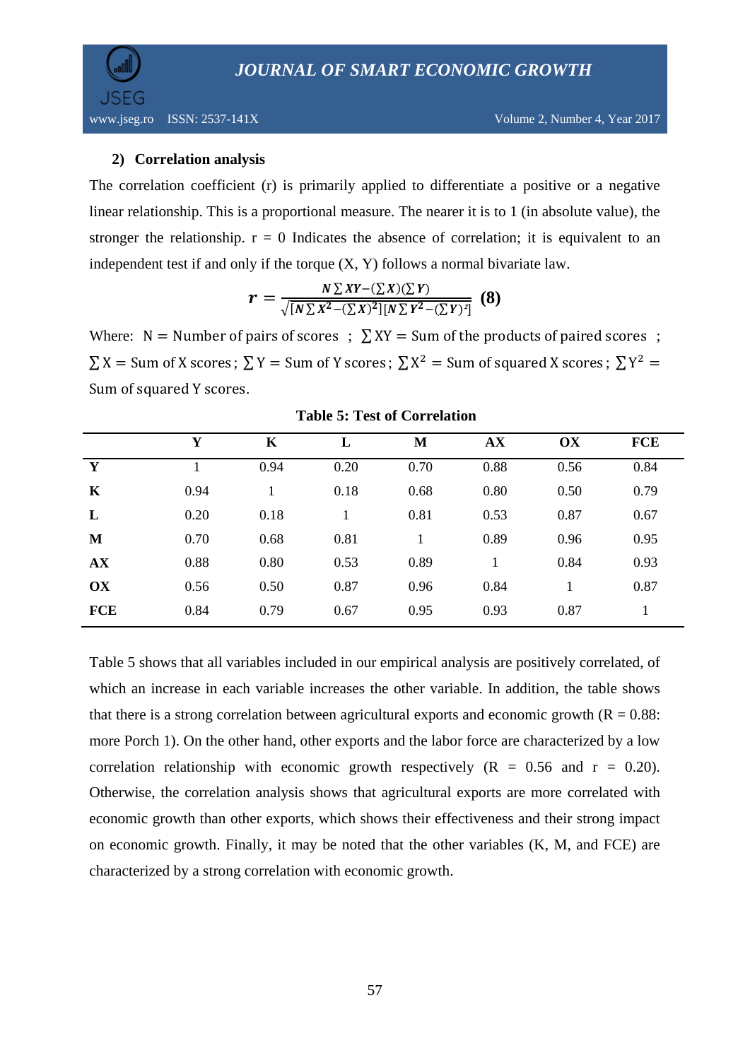### 2) Correlation analysis

The correlation coefficient (r) is primarily applied to differentiate a positive or a negative linear relationship. This is a proportional measure. The nearer it is to 1 (in absolute value), the stronger the relationship. r = 0 Indicates the absence of correlation; it is equivalent to an independent test if and only if the torque (X, Y) follows a normal bivariate law.

$$\boldsymbol{r} = \frac{\boldsymbol{N}\sum \boldsymbol{XY} - (\sum \boldsymbol{X})(\sum \boldsymbol{Y})}{\sqrt{[\boldsymbol{N}\sum \boldsymbol{X}^2 - (\sum \boldsymbol{X})^2][\boldsymbol{N}\sum \boldsymbol{Y}^2 - (\sum \boldsymbol{Y})^2]}} \quad \textbf{(8)}$$

Where: $N$ = Number of pairs of scores ; $\sum XY$ = Sum of the products of paired scores ; $\sum X$ = Sum of X scores ; $\sum Y$ = Sum of Y scores ; $\sum X^2$ = Sum of squared X scores ; $\sum Y^2$ = Sum of squared Y scores.

**Table 5: Test of Correlation**

| | **Y** | **K** | **L** | **M** | **AX** | **OX** | **FCE** |
|---|---|---|---|---|---|---|---|
| **Y** | 1 | 0.94 | 0.20 | 0.70 | 0.88 | 0.56 | 0.84 |
| **K** | 0.94 | 1 | 0.18 | 0.68 | 0.80 | 0.50 | 0.79 |
| **L** | 0.20 | 0.18 | 1 | 0.81 | 0.53 | 0.87 | 0.67 |
| **M** | 0.70 | 0.68 | 0.81 | 1 | 0.89 | 0.96 | 0.95 |
| **AX** | 0.88 | 0.80 | 0.53 | 0.89 | 1 | 0.84 | 0.93 |
| **OX** | 0.56 | 0.50 | 0.87 | 0.96 | 0.84 | 1 | 0.87 |
| **FCE** | 0.84 | 0.79 | 0.67 | 0.95 | 0.93 | 0.87 | 1 |

Table 5 shows that all variables included in our empirical analysis are positively correlated, of which an increase in each variable increases the other variable. In addition, the table shows that there is a strong correlation between agricultural exports and economic growth (R = 0.88: more Porch 1). On the other hand, other exports and the labor force are characterized by a low correlation relationship with economic growth respectively (R = 0.56 and r = 0.20). Otherwise, the correlation analysis shows that agricultural exports are more correlated with economic growth than other exports, which shows their effectiveness and their strong impact on economic growth. Finally, it may be noted that the other variables (K, M, and FCE) are characterized by a strong correlation with economic growth.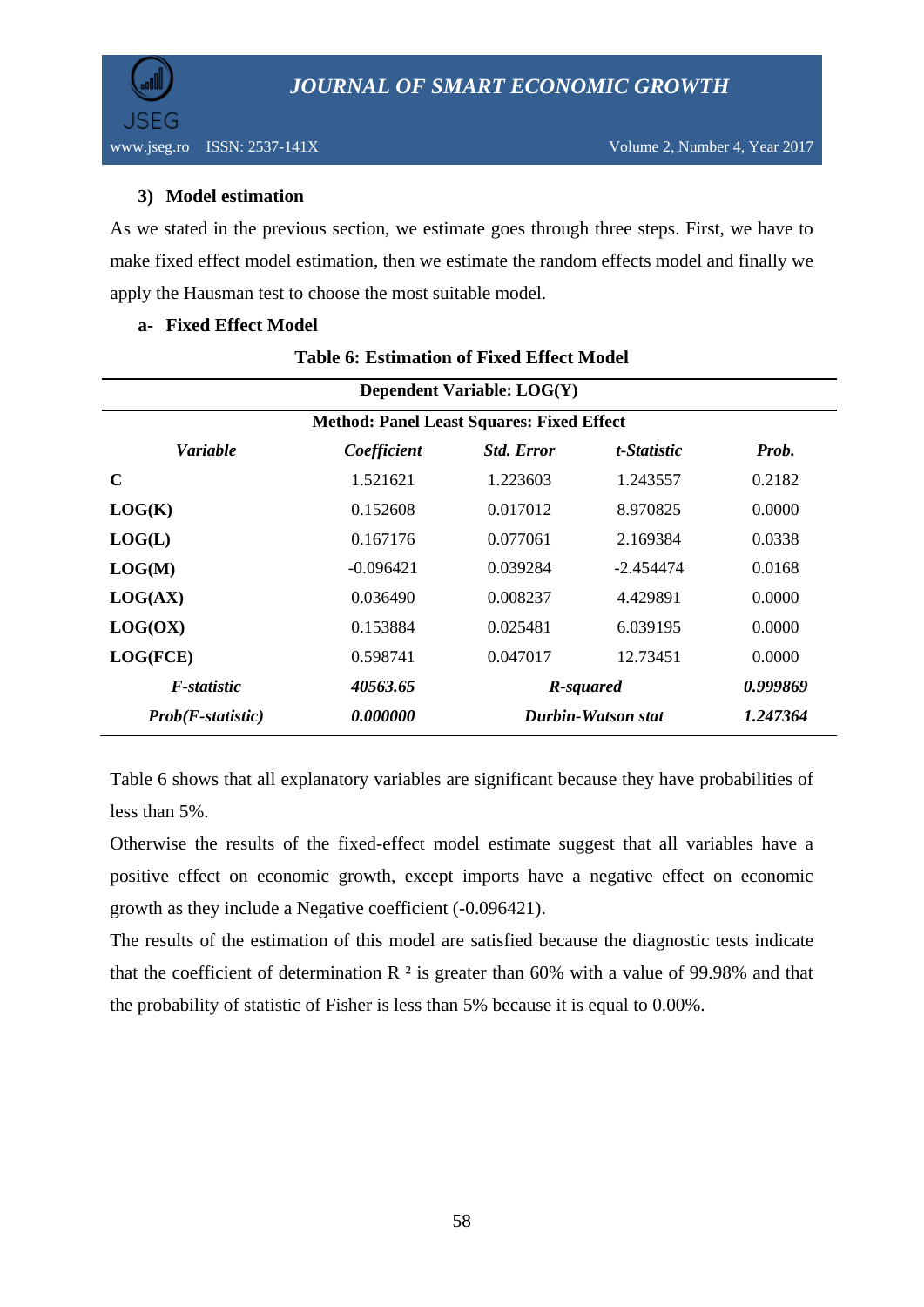### 3) Model estimation

As we stated in the previous section, we estimate goes through three steps. First, we have to make fixed effect model estimation, then we estimate the random effects model and finally we apply the Hausman test to choose the most suitable model.

#### a- Fixed Effect Model

**Table 6: Estimation of Fixed Effect Model**

| **Dependent Variable: LOG(Y)** | | | | |
|---|---|---|---|---|
| **Method: Panel Least Squares: Fixed Effect** | | | | |
| ***Variable*** | ***Coefficient*** | ***Std. Error*** | ***t-Statistic*** | ***Prob.*** |
| **C** | 1.521621 | 1.223603 | 1.243557 | 0.2182 |
| **LOG(K)** | 0.152608 | 0.017012 | 8.970825 | 0.0000 |
| **LOG(L)** | 0.167176 | 0.077061 | 2.169384 | 0.0338 |
| **LOG(M)** | -0.096421 | 0.039284 | -2.454474 | 0.0168 |
| **LOG(AX)** | 0.036490 | 0.008237 | 4.429891 | 0.0000 |
| **LOG(OX)** | 0.153884 | 0.025481 | 6.039195 | 0.0000 |
| **LOG(FCE)** | 0.598741 | 0.047017 | 12.73451 | 0.0000 |
| ***F-statistic*** | ***40563.65*** | ***R-squared*** | | ***0.999869*** |
| ***Prob(F-statistic)*** | ***0.000000*** | ***Durbin-Watson stat*** | | ***1.247364*** |

Table 6 shows that all explanatory variables are significant because they have probabilities of less than 5%.

Otherwise the results of the fixed-effect model estimate suggest that all variables have a positive effect on economic growth, except imports have a negative effect on economic growth as they include a Negative coefficient (-0.096421).

The results of the estimation of this model are satisfied because the diagnostic tests indicate that the coefficient of determination $R^2$ is greater than 60% with a value of 99.98% and that the probability of statistic of Fisher is less than 5% because it is equal to 0.00%.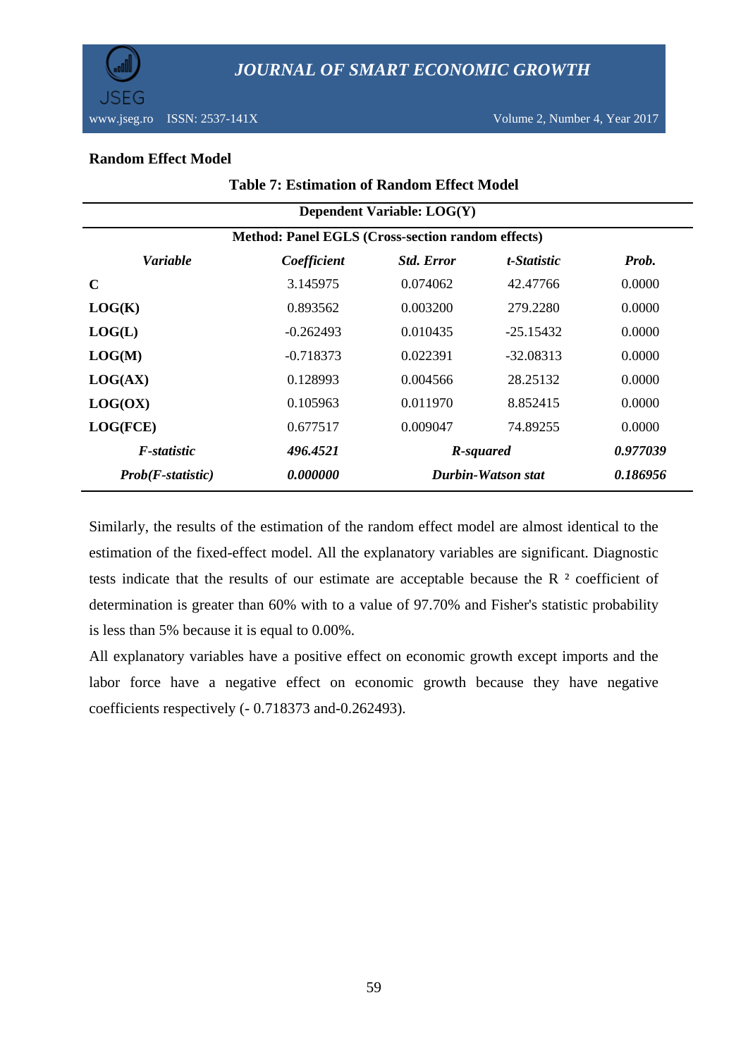**Random Effect Model**

**Table 7: Estimation of Random Effect Model**

| Dependent Variable: LOG(Y) | | | | |
|---|---|---|---|---|
| **Method: Panel EGLS (Cross-section random effects)** | | | | |
| *Variable* | *Coefficient* | *Std. Error* | *t-Statistic* | *Prob.* |
| **C** | 3.145975 | 0.074062 | 42.47766 | 0.0000 |
| **LOG(K)** | 0.893562 | 0.003200 | 279.2280 | 0.0000 |
| **LOG(L)** | -0.262493 | 0.010435 | -25.15432 | 0.0000 |
| **LOG(M)** | -0.718373 | 0.022391 | -32.08313 | 0.0000 |
| **LOG(AX)** | 0.128993 | 0.004566 | 28.25132 | 0.0000 |
| **LOG(OX)** | 0.105963 | 0.011970 | 8.852415 | 0.0000 |
| **LOG(FCE)** | 0.677517 | 0.009047 | 74.89255 | 0.0000 |
| ***F-statistic*** | ***496.4521*** | ***R-squared*** | | ***0.977039*** |
| ***Prob(F-statistic)*** | ***0.000000*** | ***Durbin-Watson stat*** | | ***0.186956*** |

Similarly, the results of the estimation of the random effect model are almost identical to the estimation of the fixed-effect model. All the explanatory variables are significant. Diagnostic tests indicate that the results of our estimate are acceptable because the $R^2$ coefficient of determination is greater than 60% with to a value of 97.70% and Fisher's statistic probability is less than 5% because it is equal to 0.00%.

All explanatory variables have a positive effect on economic growth except imports and the labor force have a negative effect on economic growth because they have negative coefficients respectively (- 0.718373 and-0.262493).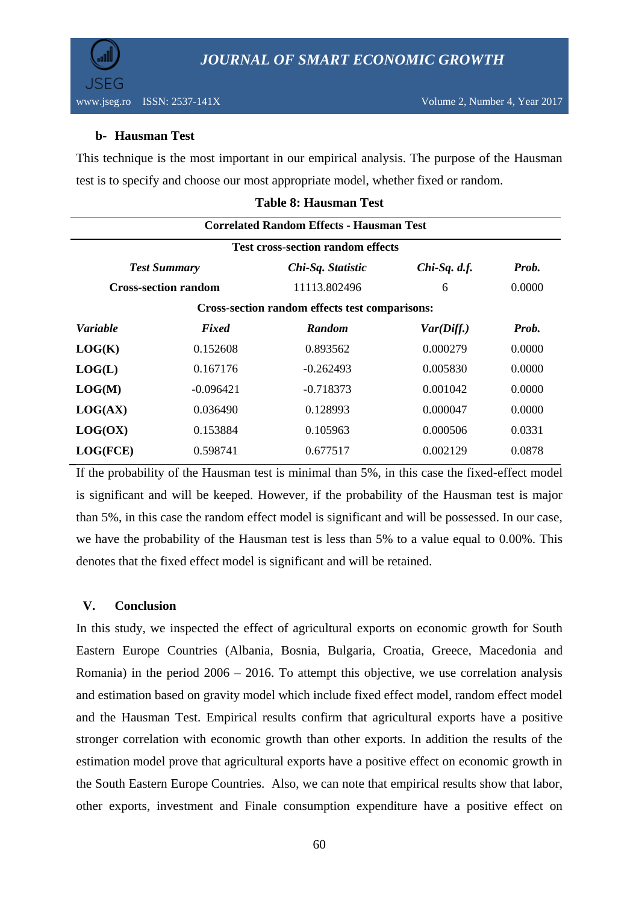**b- Hausman Test**

This technique is the most important in our empirical analysis. The purpose of the Hausman test is to specify and choose our most appropriate model, whether fixed or random.

**Table 8: Hausman Test**

| **Correlated Random Effects - Hausman Test** | | | | |
|---|---|---|---|---|
| **Test cross-section random effects** | | | | |
| ***Test Summary*** | | ***Chi-Sq. Statistic*** | ***Chi-Sq. d.f.*** | ***Prob.*** |
| **Cross-section random** | | 11113.802496 | 6 | 0.0000 |
| **Cross-section random effects test comparisons:** | | | | |
| ***Variable*** | ***Fixed*** | ***Random*** | ***Var(Diff.)*** | ***Prob.*** |
| **LOG(K)** | 0.152608 | 0.893562 | 0.000279 | 0.0000 |
| **LOG(L)** | 0.167176 | -0.262493 | 0.005830 | 0.0000 |
| **LOG(M)** | -0.096421 | -0.718373 | 0.001042 | 0.0000 |
| **LOG(AX)** | 0.036490 | 0.128993 | 0.000047 | 0.0000 |
| **LOG(OX)** | 0.153884 | 0.105963 | 0.000506 | 0.0331 |
| **LOG(FCE)** | 0.598741 | 0.677517 | 0.002129 | 0.0878 |

If the probability of the Hausman test is minimal than 5%, in this case the fixed-effect model is significant and will be keeped. However, if the probability of the Hausman test is major than 5%, in this case the random effect model is significant and will be possessed. In our case, we have the probability of the Hausman test is less than 5% to a value equal to 0.00%. This denotes that the fixed effect model is significant and will be retained.

## V. Conclusion

In this study, we inspected the effect of agricultural exports on economic growth for South Eastern Europe Countries (Albania, Bosnia, Bulgaria, Croatia, Greece, Macedonia and Romania) in the period 2006 – 2016. To attempt this objective, we use correlation analysis and estimation based on gravity model which include fixed effect model, random effect model and the Hausman Test. Empirical results confirm that agricultural exports have a positive stronger correlation with economic growth than other exports. In addition the results of the estimation model prove that agricultural exports have a positive effect on economic growth in the South Eastern Europe Countries. Also, we can note that empirical results show that labor, other exports, investment and Finale consumption expenditure have a positive effect on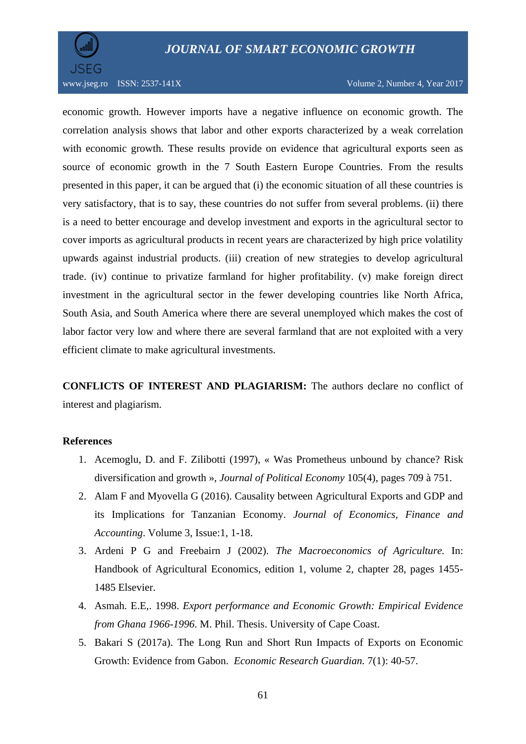economic growth. However imports have a negative influence on economic growth. The correlation analysis shows that labor and other exports characterized by a weak correlation with economic growth. These results provide on evidence that agricultural exports seen as source of economic growth in the 7 South Eastern Europe Countries. From the results presented in this paper, it can be argued that (i) the economic situation of all these countries is very satisfactory, that is to say, these countries do not suffer from several problems. (ii) there is a need to better encourage and develop investment and exports in the agricultural sector to cover imports as agricultural products in recent years are characterized by high price volatility upwards against industrial products. (iii) creation of new strategies to develop agricultural trade. (iv) continue to privatize farmland for higher profitability. (v) make foreign direct investment in the agricultural sector in the fewer developing countries like North Africa, South Asia, and South America where there are several unemployed which makes the cost of labor factor very low and where there are several farmland that are not exploited with a very efficient climate to make agricultural investments.

**CONFLICTS OF INTEREST AND PLAGIARISM:** The authors declare no conflict of interest and plagiarism.

**References**

1. Acemoglu, D. and F. Zilibotti (1997), « Was Prometheus unbound by chance? Risk diversification and growth », *Journal of Political Economy* 105(4), pages 709 à 751.
2. Alam F and Myovella G (2016). Causality between Agricultural Exports and GDP and its Implications for Tanzanian Economy. *Journal of Economics, Finance and Accounting*. Volume 3, Issue:1, 1-18.
3. Ardeni P G and Freebairn J (2002). *The Macroeconomics of Agriculture.* In: Handbook of Agricultural Economics, edition 1, volume 2, chapter 28, pages 1455-1485 Elsevier.
4. Asmah. E.E,. 1998. *Export performance and Economic Growth: Empirical Evidence from Ghana 1966-1996*. M. Phil. Thesis. University of Cape Coast.
5. Bakari S (2017a). The Long Run and Short Run Impacts of Exports on Economic Growth: Evidence from Gabon. *Economic Research Guardian.* 7(1): 40-57.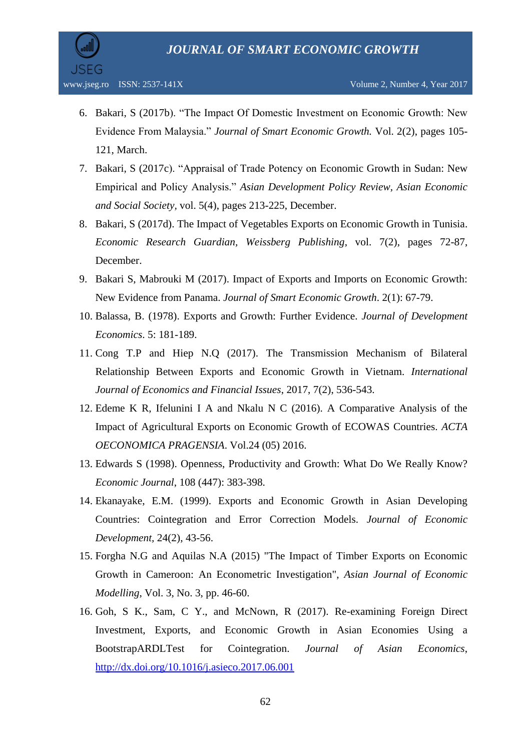6. Bakari, S (2017b). “The Impact Of Domestic Investment on Economic Growth: New Evidence From Malaysia.” *Journal of Smart Economic Growth.* Vol. 2(2), pages 105-121, March.
7. Bakari, S (2017c). “Appraisal of Trade Potency on Economic Growth in Sudan: New Empirical and Policy Analysis.” *Asian Development Policy Review, Asian Economic and Social Society*, vol. 5(4), pages 213-225, December.
8. Bakari, S (2017d). The Impact of Vegetables Exports on Economic Growth in Tunisia. *Economic Research Guardian, Weissberg Publishing*, vol. 7(2), pages 72-87, December.
9. Bakari S, Mabrouki M (2017). Impact of Exports and Imports on Economic Growth: New Evidence from Panama. *Journal of Smart Economic Growth*. 2(1): 67-79.
10. Balassa, B. (1978). Exports and Growth: Further Evidence. *Journal of Development Economics*. 5: 181-189.
11. Cong T.P and Hiep N.Q (2017). The Transmission Mechanism of Bilateral Relationship Between Exports and Economic Growth in Vietnam. *International Journal of Economics and Financial Issues*, 2017, 7(2), 536-543.
12. Edeme K R, Ifelunini I A and Nkalu N C (2016). A Comparative Analysis of the Impact of Agricultural Exports on Economic Growth of ECOWAS Countries. *ACTA OECONOMICA PRAGENSIA*. Vol.24 (05) 2016.
13. Edwards S (1998). Openness, Productivity and Growth: What Do We Really Know? *Economic Journal*, 108 (447): 383-398.
14. Ekanayake, E.M. (1999). Exports and Economic Growth in Asian Developing Countries: Cointegration and Error Correction Models. *Journal of Economic Development*, 24(2), 43-56.
15. Forgha N.G and Aquilas N.A (2015) "The Impact of Timber Exports on Economic Growth in Cameroon: An Econometric Investigation", *Asian Journal of Economic Modelling*, Vol. 3, No. 3, pp. 46-60.
16. Goh, S K., Sam, C Y., and McNown, R (2017). Re-examining Foreign Direct Investment, Exports, and Economic Growth in Asian Economies Using a BootstrapARDLTest for Cointegration. *Journal of Asian Economics*, http://dx.doi.org/10.1016/j.asieco.2017.06.001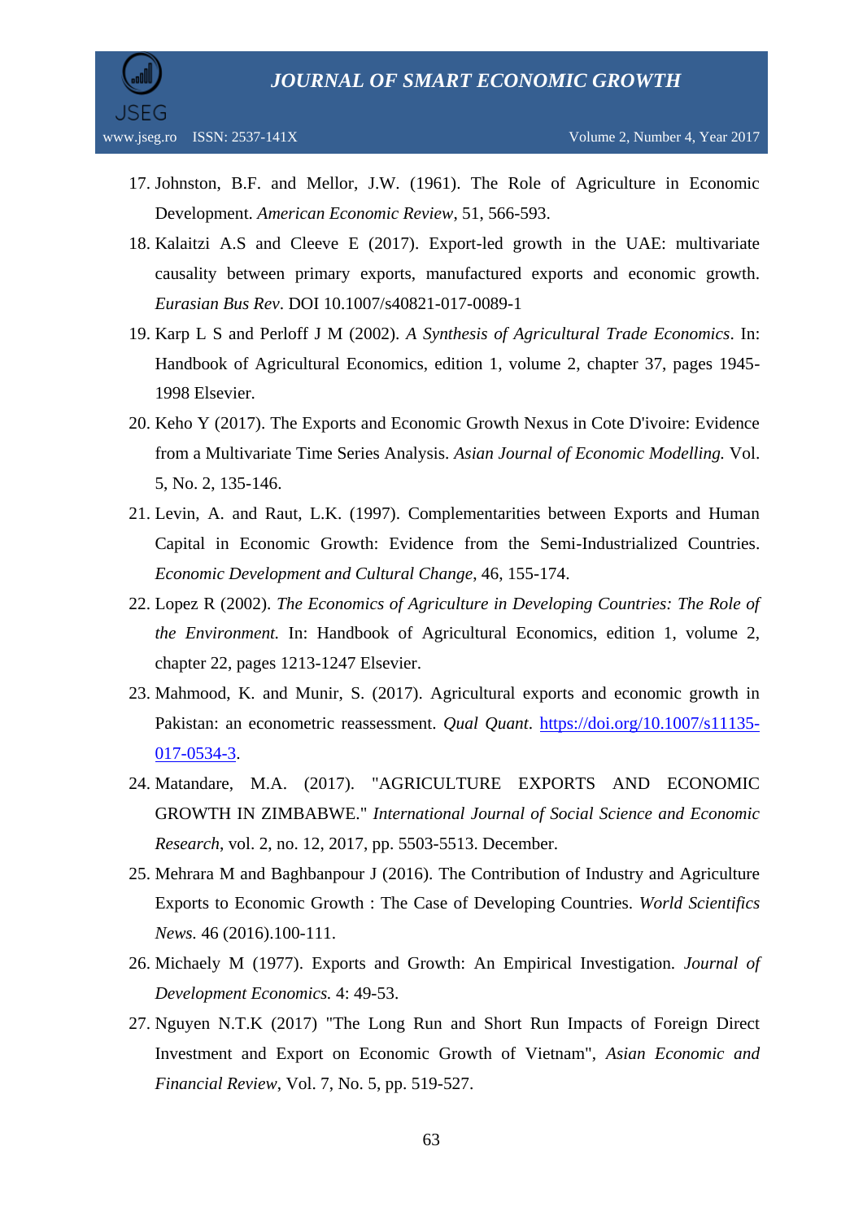17. Johnston, B.F. and Mellor, J.W. (1961). The Role of Agriculture in Economic Development. *American Economic Review*, 51, 566-593.
18. Kalaitzi A.S and Cleeve E (2017). Export-led growth in the UAE: multivariate causality between primary exports, manufactured exports and economic growth. *Eurasian Bus Rev*. DOI 10.1007/s40821-017-0089-1
19. Karp L S and Perloff J M (2002). *A Synthesis of Agricultural Trade Economics*. In: Handbook of Agricultural Economics, edition 1, volume 2, chapter 37, pages 1945-1998 Elsevier.
20. Keho Y (2017). The Exports and Economic Growth Nexus in Cote D'ivoire: Evidence from a Multivariate Time Series Analysis. *Asian Journal of Economic Modelling.* Vol. 5, No. 2, 135-146.
21. Levin, A. and Raut, L.K. (1997). Complementarities between Exports and Human Capital in Economic Growth: Evidence from the Semi-Industrialized Countries. *Economic Development and Cultural Change*, 46, 155-174.
22. Lopez R (2002). *The Economics of Agriculture in Developing Countries: The Role of the Environment.* In: Handbook of Agricultural Economics, edition 1, volume 2, chapter 22, pages 1213-1247 Elsevier.
23. Mahmood, K. and Munir, S. (2017). Agricultural exports and economic growth in Pakistan: an econometric reassessment. *Qual Quant*. https://doi.org/10.1007/s11135-017-0534-3.
24. Matandare, M.A. (2017). "AGRICULTURE EXPORTS AND ECONOMIC GROWTH IN ZIMBABWE." *International Journal of Social Science and Economic Research*, vol. 2, no. 12, 2017, pp. 5503-5513. December.
25. Mehrara M and Baghbanpour J (2016). The Contribution of Industry and Agriculture Exports to Economic Growth : The Case of Developing Countries. *World Scientifics News.* 46 (2016).100-111.
26. Michaely M (1977). Exports and Growth: An Empirical Investigation. *Journal of Development Economics.* 4: 49-53.
27. Nguyen N.T.K (2017) "The Long Run and Short Run Impacts of Foreign Direct Investment and Export on Economic Growth of Vietnam", *Asian Economic and Financial Review*, Vol. 7, No. 5, pp. 519-527.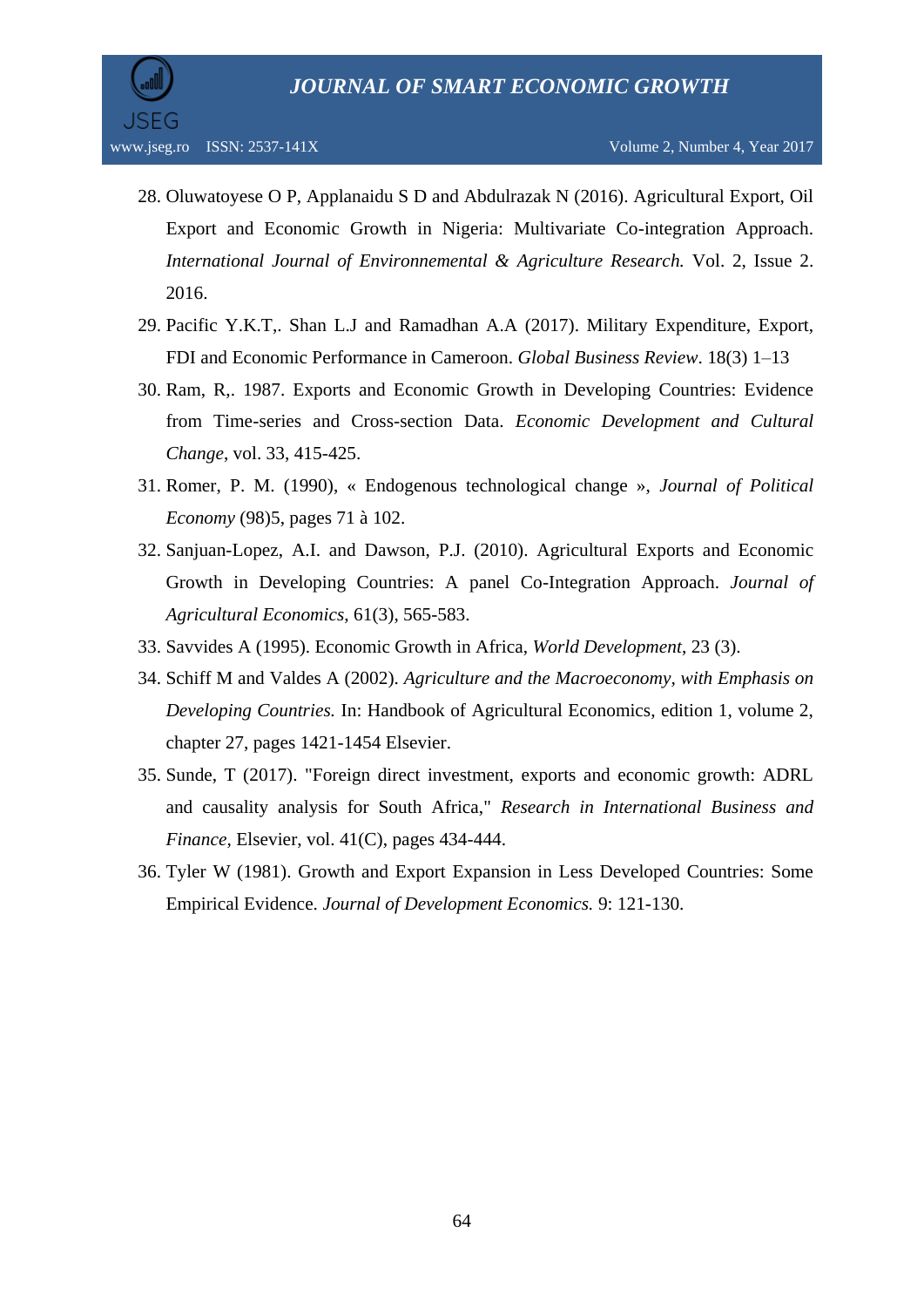28. Oluwatoyese O P, Applanaidu S D and Abdulrazak N (2016). Agricultural Export, Oil Export and Economic Growth in Nigeria: Multivariate Co-integration Approach. *International Journal of Environnemental & Agriculture Research.* Vol. 2, Issue 2. 2016.
29. Pacific Y.K.T,. Shan L.J and Ramadhan A.A (2017). Military Expenditure, Export, FDI and Economic Performance in Cameroon. *Global Business Review*. 18(3) 1–13
30. Ram, R,. 1987. Exports and Economic Growth in Developing Countries: Evidence from Time-series and Cross-section Data. *Economic Development and Cultural Change*, vol. 33, 415-425.
31. Romer, P. M. (1990), « Endogenous technological change », *Journal of Political Economy* (98)5, pages 71 à 102.
32. Sanjuan-Lopez, A.I. and Dawson, P.J. (2010). Agricultural Exports and Economic Growth in Developing Countries: A panel Co-Integration Approach. *Journal of Agricultural Economics*, 61(3), 565-583.
33. Savvides A (1995). Economic Growth in Africa, *World Development*, 23 (3).
34. Schiff M and Valdes A (2002). *Agriculture and the Macroeconomy, with Emphasis on Developing Countries.* In: Handbook of Agricultural Economics, edition 1, volume 2, chapter 27, pages 1421-1454 Elsevier.
35. Sunde, T (2017). "Foreign direct investment, exports and economic growth: ADRL and causality analysis for South Africa," *Research in International Business and Finance*, Elsevier, vol. 41(C), pages 434-444.
36. Tyler W (1981). Growth and Export Expansion in Less Developed Countries: Some Empirical Evidence. *Journal of Development Economics.* 9: 121-130.